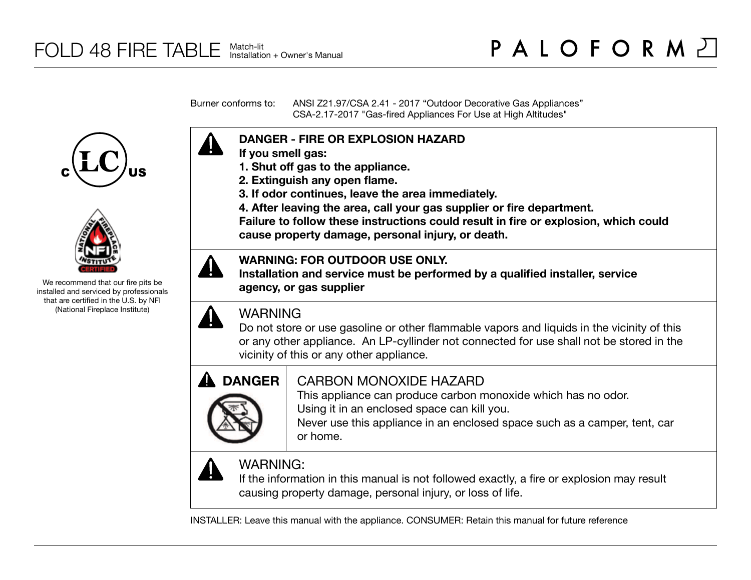# FOLD 48 FIRE TABLE

Match-lit
Installation + Owner's Manual

PALOFORM

We recommend that our fire pits be installed and serviced by professionals that are certified in the U.S. by NFI (National Fireplace Institute)

Burner conforms to: ANSI Z21.97/CSA 2.41 - 2017 "Outdoor Decorative Gas Appliances"
CSA-2.17-2017 "Gas-fired Appliances For Use at High Altitudes"

**DANGER - FIRE OR EXPLOSION HAZARD**
**If you smell gas:**
**1. Shut off gas to the appliance.**
**2. Extinguish any open flame.**
**3. If odor continues, leave the area immediately.**
**4. After leaving the area, call your gas supplier or fire department.**
**Failure to follow these instructions could result in fire or explosion, which could cause property damage, personal injury, or death.**

**WARNING: FOR OUTDOOR USE ONLY.**
**Installation and service must be performed by a qualified installer, service agency, or gas supplier**

WARNING
Do not store or use gasoline or other flammable vapors and liquids in the vicinity of this or any other appliance. An LP-cyllinder not connected for use shall not be stored in the vicinity of this or any other appliance.

**DANGER**

CARBON MONOXIDE HAZARD
This appliance can produce carbon monoxide which has no odor.
Using it in an enclosed space can kill you.
Never use this appliance in an enclosed space such as a camper, tent, car or home.

WARNING:
If the information in this manual is not followed exactly, a fire or explosion may result causing property damage, personal injury, or loss of life.

INSTALLER: Leave this manual with the appliance. CONSUMER: Retain this manual for future reference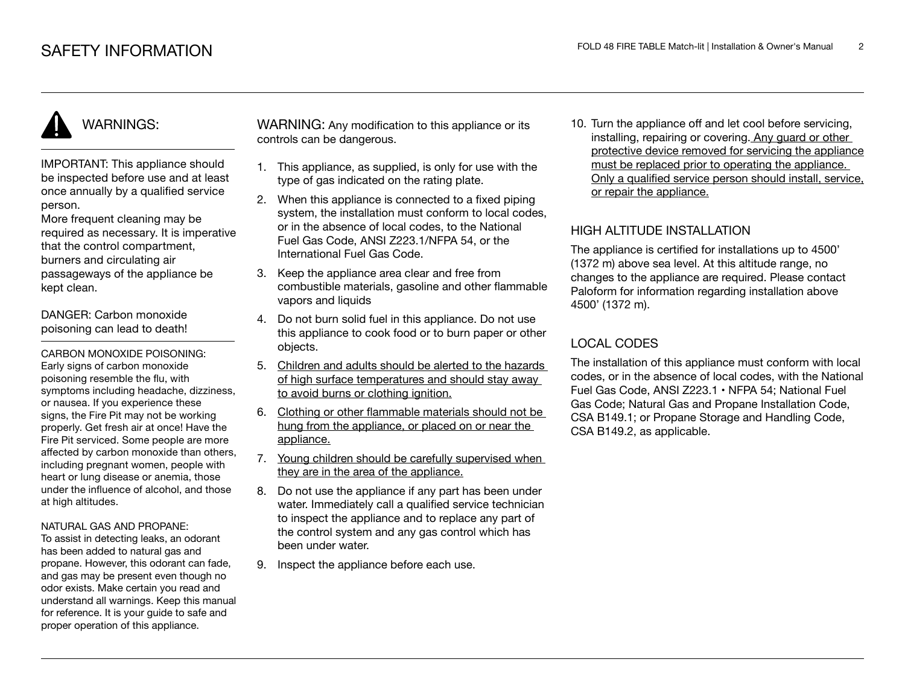# SAFETY INFORMATION

## WARNINGS:

IMPORTANT: This appliance should be inspected before use and at least once annually by a qualified service person.
More frequent cleaning may be required as necessary. It is imperative that the control compartment, burners and circulating air passageways of the appliance be kept clean.

DANGER: Carbon monoxide poisoning can lead to death!

CARBON MONOXIDE POISONING:
Early signs of carbon monoxide poisoning resemble the flu, with symptoms including headache, dizziness, or nausea. If you experience these signs, the Fire Pit may not be working properly. Get fresh air at once! Have the Fire Pit serviced. Some people are more affected by carbon monoxide than others, including pregnant women, people with heart or lung disease or anemia, those under the influence of alcohol, and those at high altitudes.

NATURAL GAS AND PROPANE:
To assist in detecting leaks, an odorant has been added to natural gas and propane. However, this odorant can fade, and gas may be present even though no odor exists. Make certain you read and understand all warnings. Keep this manual for reference. It is your guide to safe and proper operation of this appliance.

WARNING: Any modification to this appliance or its controls can be dangerous.

1. This appliance, as supplied, is only for use with the type of gas indicated on the rating plate.
2. When this appliance is connected to a fixed piping system, the installation must conform to local codes, or in the absence of local codes, to the National Fuel Gas Code, ANSI Z223.1/NFPA 54, or the International Fuel Gas Code.
3. Keep the appliance area clear and free from combustible materials, gasoline and other flammable vapors and liquids
4. Do not burn solid fuel in this appliance. Do not use this appliance to cook food or to burn paper or other objects.
5. Children and adults should be alerted to the hazards of high surface temperatures and should stay away to avoid burns or clothing ignition.
6. Clothing or other flammable materials should not be hung from the appliance, or placed on or near the appliance.
7. Young children should be carefully supervised when they are in the area of the appliance.
8. Do not use the appliance if any part has been under water. Immediately call a qualified service technician to inspect the appliance and to replace any part of the control system and any gas control which has been under water.
9. Inspect the appliance before each use.
10. Turn the appliance off and let cool before servicing, installing, repairing or covering. Any guard or other protective device removed for servicing the appliance must be replaced prior to operating the appliance. Only a qualified service person should install, service, or repair the appliance.

## HIGH ALTITUDE INSTALLATION

The appliance is certified for installations up to 4500' (1372 m) above sea level. At this altitude range, no changes to the appliance are required. Please contact Paloform for information regarding installation above 4500' (1372 m).

## LOCAL CODES

The installation of this appliance must conform with local codes, or in the absence of local codes, with the National Fuel Gas Code, ANSI Z223.1 • NFPA 54; National Fuel Gas Code; Natural Gas and Propane Installation Code, CSA B149.1; or Propane Storage and Handling Code, CSA B149.2, as applicable.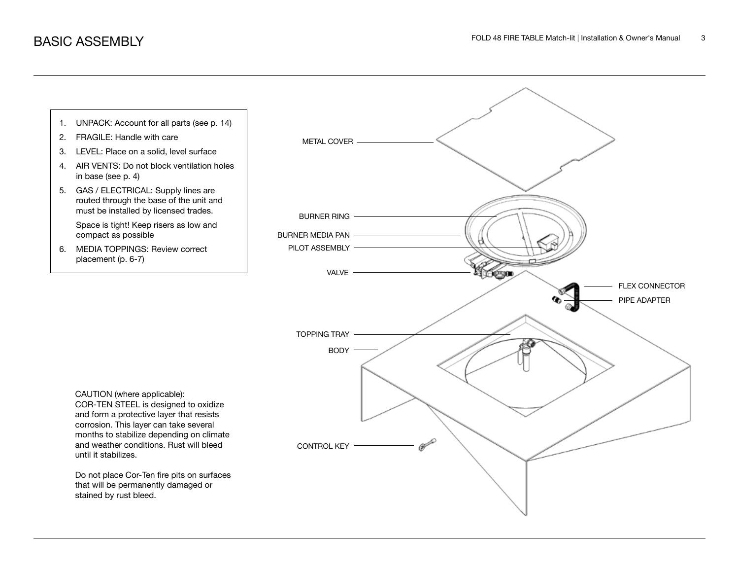# BASIC ASSEMBLY

1. UNPACK: Account for all parts (see p. 14)
2. FRAGILE: Handle with care
3. LEVEL: Place on a solid, level surface
4. AIR VENTS: Do not block ventilation holes in base (see p. 4)
5. GAS / ELECTRICAL: Supply lines are routed through the base of the unit and must be installed by licensed trades.

   Space is tight! Keep risers as low and compact as possible
6. MEDIA TOPPINGS: Review correct placement (p. 6-7)

METAL COVER

BURNER RING

BURNER MEDIA PAN

PILOT ASSEMBLY

VALVE

FLEX CONNECTOR

PIPE ADAPTER

TOPPING TRAY

BODY

CONTROL KEY

CAUTION (where applicable):
COR-TEN STEEL is designed to oxidize and form a protective layer that resists corrosion. This layer can take several months to stabilize depending on climate and weather conditions. Rust will bleed until it stabilizes.

Do not place Cor-Ten fire pits on surfaces that will be permanently damaged or stained by rust bleed.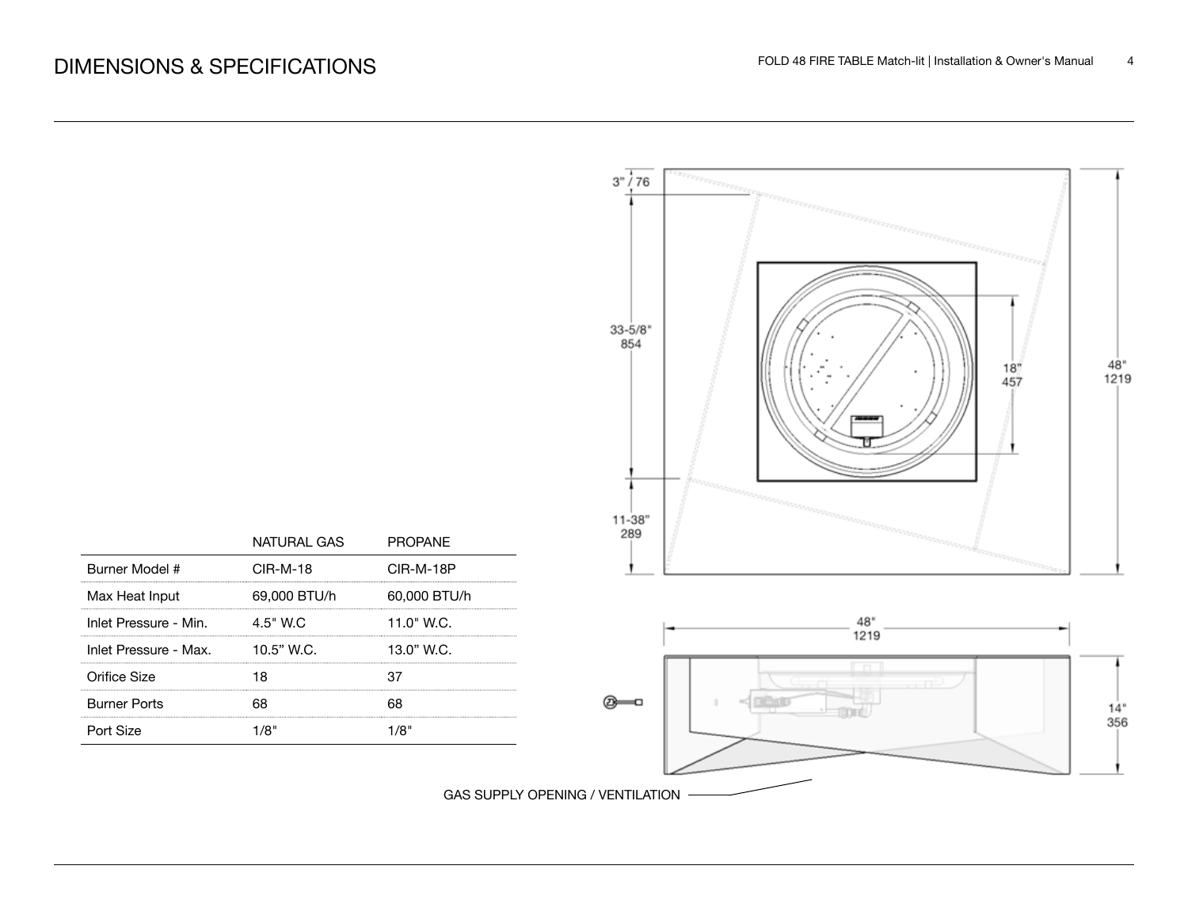# DIMENSIONS & SPECIFICATIONS

3" / 76

33-5/8"
854

11-38"
289

18"
457

48"
1219

48"
1219

14"
356

GAS SUPPLY OPENING / VENTILATION

| | NATURAL GAS | PROPANE |
|---|---|---|
| Burner Model # | CIR-M-18 | CIR-M-18P |
| Max Heat Input | 69,000 BTU/h | 60,000 BTU/h |
| Inlet Pressure - Min. | 4.5" W.C | 11.0" W.C. |
| Inlet Pressure - Max. | 10.5" W.C. | 13.0" W.C. |
| Orifice Size | 18 | 37 |
| Burner Ports | 68 | 68 |
| Port Size | 1/8" | 1/8" |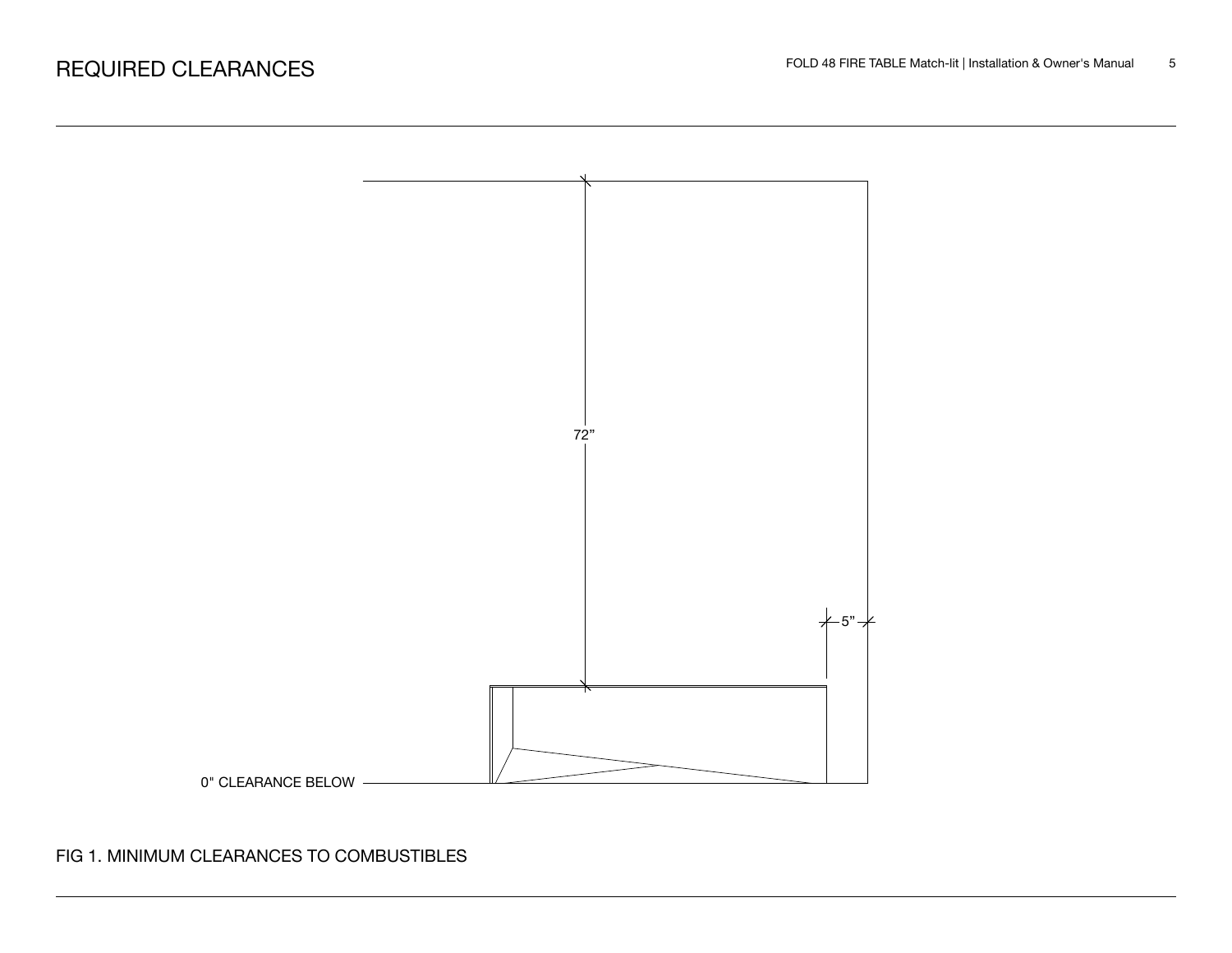# REQUIRED CLEARANCES

72”

5”

0" CLEARANCE BELOW

FIG 1. MINIMUM CLEARANCES TO COMBUSTIBLES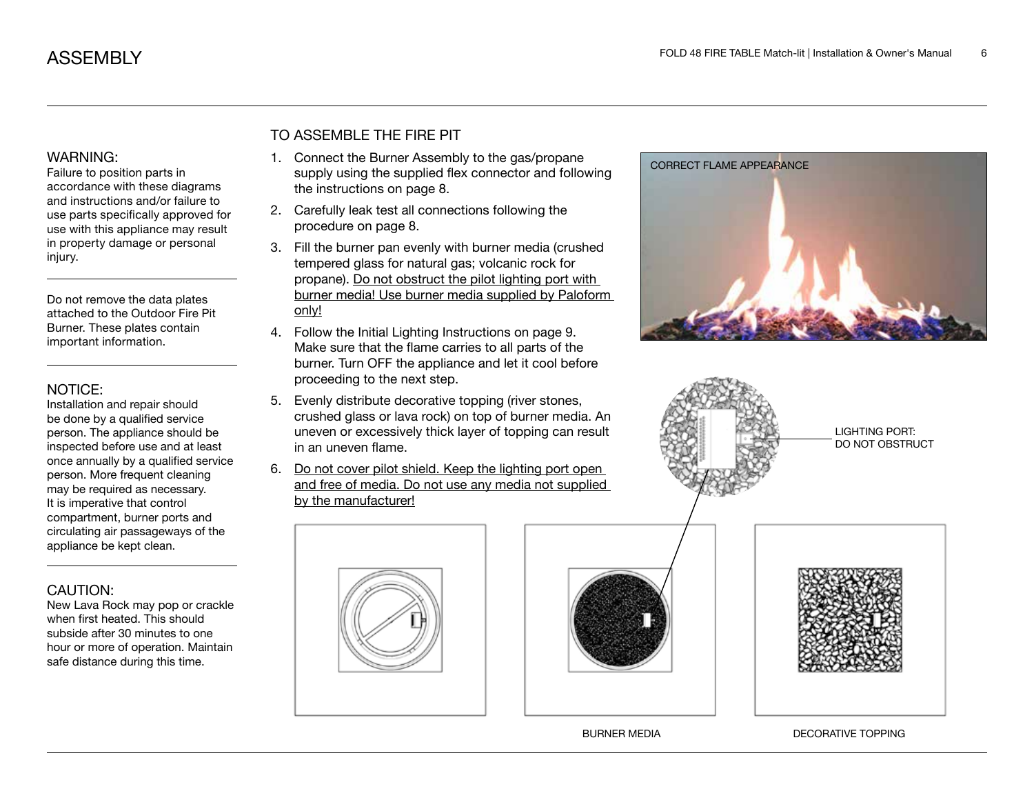# ASSEMBLY

### WARNING:

Failure to position parts in accordance with these diagrams and instructions and/or failure to use parts specifically approved for use with this appliance may result in property damage or personal injury.

Do not remove the data plates attached to the Outdoor Fire Pit Burner. These plates contain important information.

### NOTICE:

Installation and repair should be done by a qualified service person. The appliance should be inspected before use and at least once annually by a qualified service person. More frequent cleaning may be required as necessary. It is imperative that control compartment, burner ports and circulating air passageways of the appliance be kept clean.

### CAUTION:

New Lava Rock may pop or crackle when first heated. This should subside after 30 minutes to one hour or more of operation. Maintain safe distance during this time.

## TO ASSEMBLE THE FIRE PIT

1. Connect the Burner Assembly to the gas/propane supply using the supplied flex connector and following the instructions on page 8.
2. Carefully leak test all connections following the procedure on page 8.
3. Fill the burner pan evenly with burner media (crushed tempered glass for natural gas; volcanic rock for propane). Do not obstruct the pilot lighting port with burner media! Use burner media supplied by Paloform only!
4. Follow the Initial Lighting Instructions on page 9. Make sure that the flame carries to all parts of the burner. Turn OFF the appliance and let it cool before proceeding to the next step.
5. Evenly distribute decorative topping (river stones, crushed glass or lava rock) on top of burner media. An uneven or excessively thick layer of topping can result in an uneven flame.
6. Do not cover pilot shield. Keep the lighting port open and free of media. Do not use any media not supplied by the manufacturer!

CORRECT FLAME APPEARANCE

LIGHTING PORT: DO NOT OBSTRUCT

BURNER MEDIA

DECORATIVE TOPPING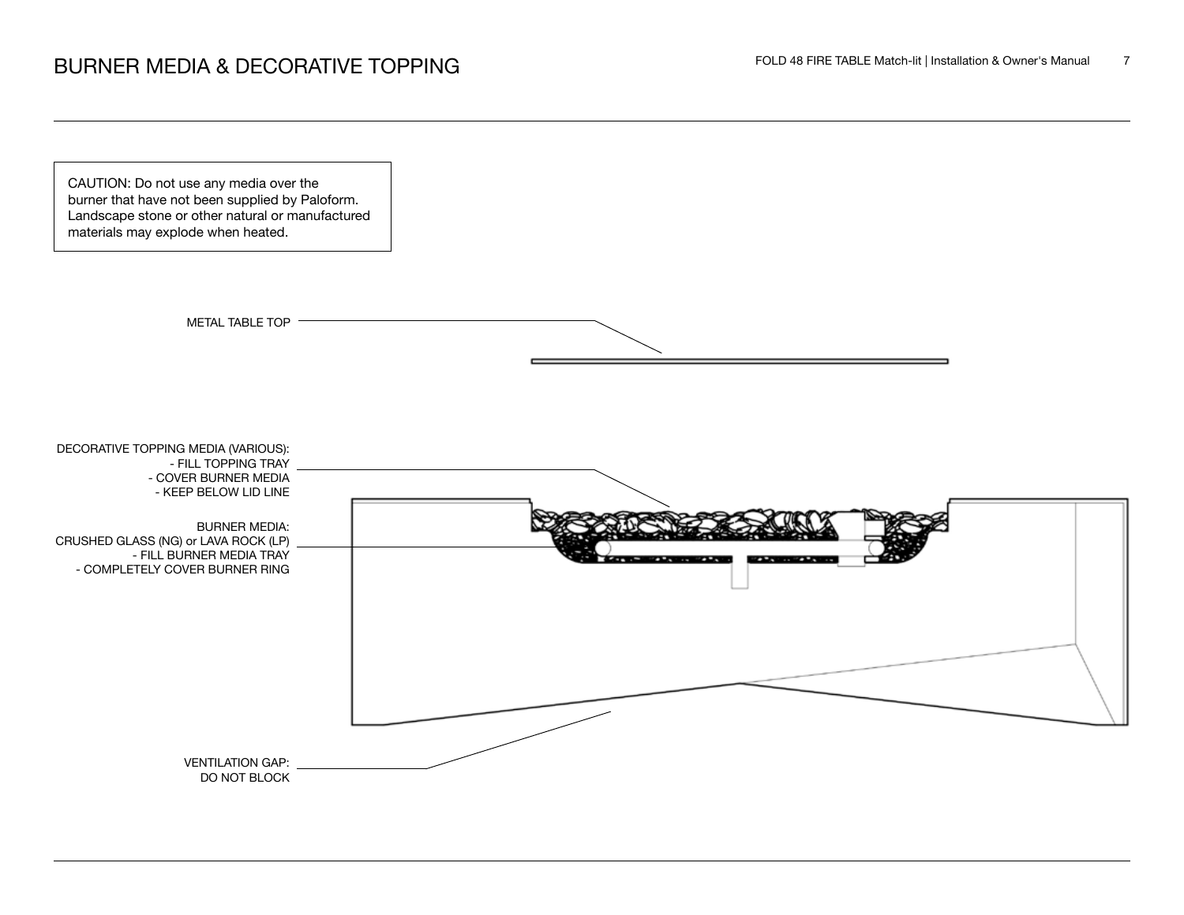# BURNER MEDIA & DECORATIVE TOPPING

CAUTION: Do not use any media over the burner that have not been supplied by Paloform. Landscape stone or other natural or manufactured materials may explode when heated.

METAL TABLE TOP

DECORATIVE TOPPING MEDIA (VARIOUS):
- FILL TOPPING TRAY
- COVER BURNER MEDIA
- KEEP BELOW LID LINE

BURNER MEDIA:
CRUSHED GLASS (NG) or LAVA ROCK (LP)
- FILL BURNER MEDIA TRAY
- COMPLETELY COVER BURNER RING

VENTILATION GAP:
DO NOT BLOCK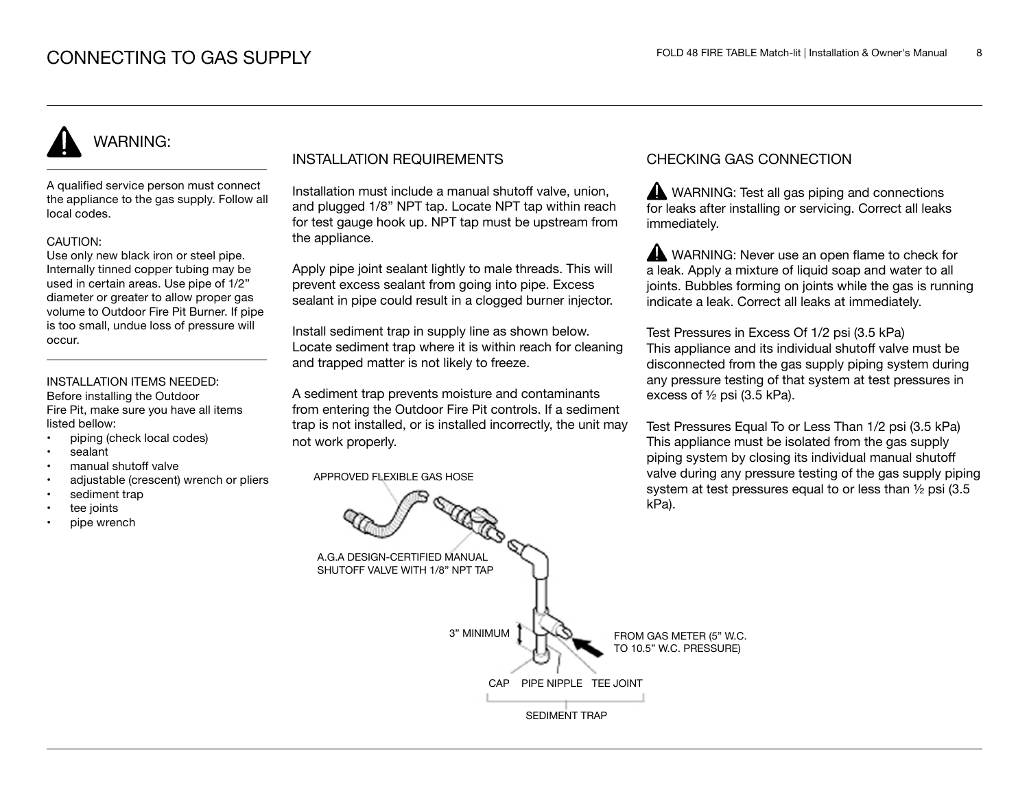# CONNECTING TO GAS SUPPLY

## WARNING:

A qualified service person must connect the appliance to the gas supply. Follow all local codes.

CAUTION:
Use only new black iron or steel pipe. Internally tinned copper tubing may be used in certain areas. Use pipe of 1/2" diameter or greater to allow proper gas volume to Outdoor Fire Pit Burner. If pipe is too small, undue loss of pressure will occur.

INSTALLATION ITEMS NEEDED:
Before installing the Outdoor Fire Pit, make sure you have all items listed bellow:

- piping (check local codes)
- sealant
- manual shutoff valve
- adjustable (crescent) wrench or pliers
- sediment trap
- tee joints
- pipe wrench

## INSTALLATION REQUIREMENTS

Installation must include a manual shutoff valve, union, and plugged 1/8" NPT tap. Locate NPT tap within reach for test gauge hook up. NPT tap must be upstream from the appliance.

Apply pipe joint sealant lightly to male threads. This will prevent excess sealant from going into pipe. Excess sealant in pipe could result in a clogged burner injector.

Install sediment trap in supply line as shown below. Locate sediment trap where it is within reach for cleaning and trapped matter is not likely to freeze.

A sediment trap prevents moisture and contaminants from entering the Outdoor Fire Pit controls. If a sediment trap is not installed, or is installed incorrectly, the unit may not work properly.

APPROVED FLEXIBLE GAS HOSE

A.G.A DESIGN-CERTIFIED MANUAL SHUTOFF VALVE WITH 1/8" NPT TAP

3" MINIMUM

FROM GAS METER (5" W.C. TO 10.5" W.C. PRESSURE)

CAP PIPE NIPPLE TEE JOINT

SEDIMENT TRAP

## CHECKING GAS CONNECTION

WARNING: Test all gas piping and connections for leaks after installing or servicing. Correct all leaks immediately.

WARNING: Never use an open flame to check for a leak. Apply a mixture of liquid soap and water to all joints. Bubbles forming on joints while the gas is running indicate a leak. Correct all leaks at immediately.

Test Pressures in Excess Of 1/2 psi (3.5 kPa)
This appliance and its individual shutoff valve must be disconnected from the gas supply piping system during any pressure testing of that system at test pressures in excess of ½ psi (3.5 kPa).

Test Pressures Equal To or Less Than 1/2 psi (3.5 kPa)
This appliance must be isolated from the gas supply piping system by closing its individual manual shutoff valve during any pressure testing of the gas supply piping system at test pressures equal to or less than ½ psi (3.5 kPa).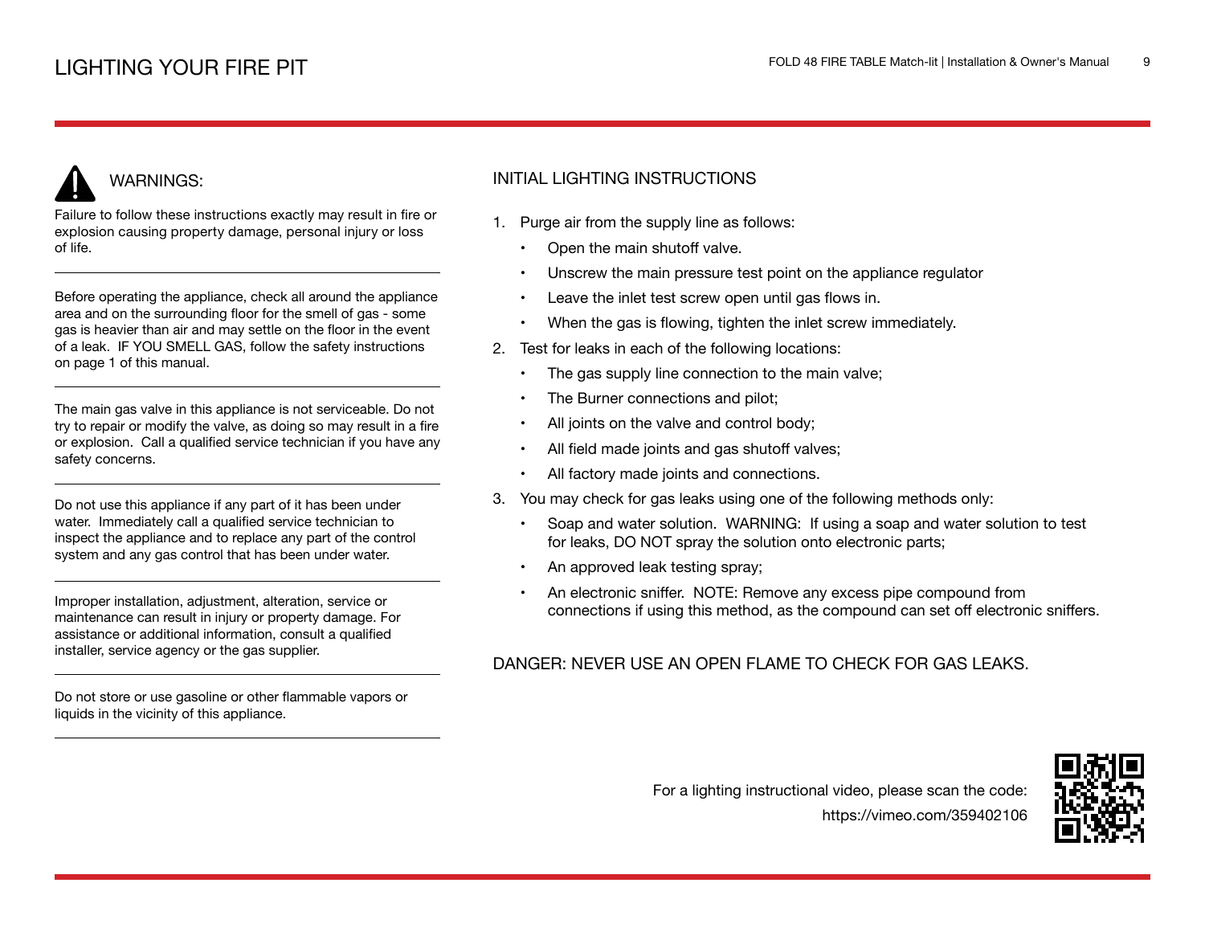# LIGHTING YOUR FIRE PIT

## WARNINGS:

Failure to follow these instructions exactly may result in fire or explosion causing property damage, personal injury or loss of life.

---

Before operating the appliance, check all around the appliance area and on the surrounding floor for the smell of gas - some gas is heavier than air and may settle on the floor in the event of a leak. IF YOU SMELL GAS, follow the safety instructions on page 1 of this manual.

---

The main gas valve in this appliance is not serviceable. Do not try to repair or modify the valve, as doing so may result in a fire or explosion. Call a qualified service technician if you have any safety concerns.

---

Do not use this appliance if any part of it has been under water. Immediately call a qualified service technician to inspect the appliance and to replace any part of the control system and any gas control that has been under water.

---

Improper installation, adjustment, alteration, service or maintenance can result in injury or property damage. For assistance or additional information, consult a qualified installer, service agency or the gas supplier.

---

Do not store or use gasoline or other flammable vapors or liquids in the vicinity of this appliance.

---

## INITIAL LIGHTING INSTRUCTIONS

1. Purge air from the supply line as follows:
   - Open the main shutoff valve.
   - Unscrew the main pressure test point on the appliance regulator
   - Leave the inlet test screw open until gas flows in.
   - When the gas is flowing, tighten the inlet screw immediately.
2. Test for leaks in each of the following locations:
   - The gas supply line connection to the main valve;
   - The Burner connections and pilot;
   - All joints on the valve and control body;
   - All field made joints and gas shutoff valves;
   - All factory made joints and connections.
3. You may check for gas leaks using one of the following methods only:
   - Soap and water solution. WARNING: If using a soap and water solution to test for leaks, DO NOT spray the solution onto electronic parts;
   - An approved leak testing spray;
   - An electronic sniffer. NOTE: Remove any excess pipe compound from connections if using this method, as the compound can set off electronic sniffers.

DANGER: NEVER USE AN OPEN FLAME TO CHECK FOR GAS LEAKS.

For a lighting instructional video, please scan the code:
https://vimeo.com/359402106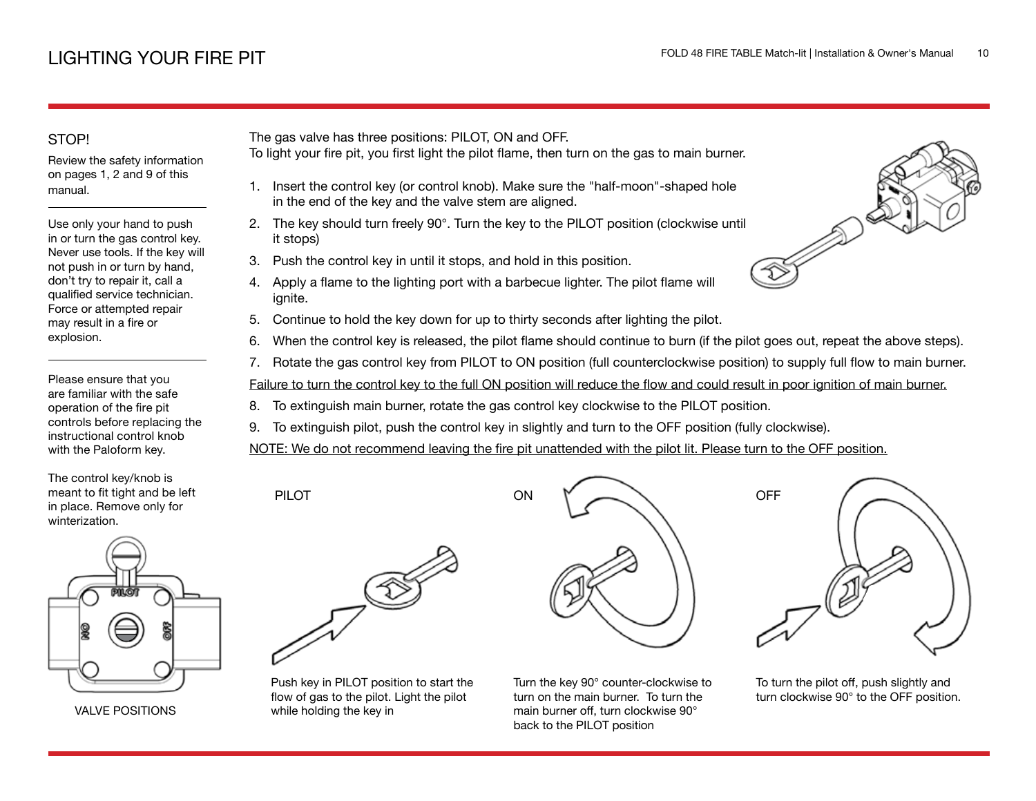# LIGHTING YOUR FIRE PIT

## STOP!

Review the safety information on pages 1, 2 and 9 of this manual.

---

Use only your hand to push in or turn the gas control key. Never use tools. If the key will not push in or turn by hand, don't try to repair it, call a qualified service technician. Force or attempted repair may result in a fire or explosion.

---

Please ensure that you are familiar with the safe operation of the fire pit controls before replacing the instructional control knob with the Paloform key.

The control key/knob is meant to fit tight and be left in place. Remove only for winterization.

VALVE POSITIONS

The gas valve has three positions: PILOT, ON and OFF.
To light your fire pit, you first light the pilot flame, then turn on the gas to main burner.

1. Insert the control key (or control knob). Make sure the "half-moon"-shaped hole in the end of the key and the valve stem are aligned.
2. The key should turn freely 90°. Turn the key to the PILOT position (clockwise until it stops)
3. Push the control key in until it stops, and hold in this position.
4. Apply a flame to the lighting port with a barbecue lighter. The pilot flame will ignite.
5. Continue to hold the key down for up to thirty seconds after lighting the pilot.
6. When the control key is released, the pilot flame should continue to burn (if the pilot goes out, repeat the above steps).
7. Rotate the gas control key from PILOT to ON position (full counterclockwise position) to supply full flow to main burner.

<u>Failure to turn the control key to the full ON position will reduce the flow and could result in poor ignition of main burner.</u>

8. To extinguish main burner, rotate the gas control key clockwise to the PILOT position.
9. To extinguish pilot, push the control key in slightly and turn to the OFF position (fully clockwise).

<u>NOTE: We do not recommend leaving the fire pit unattended with the pilot lit. Please turn to the OFF position.</u>

**PILOT**

Push key in PILOT position to start the flow of gas to the pilot. Light the pilot while holding the key in

**ON**

Turn the key 90° counter-clockwise to turn on the main burner. To turn the main burner off, turn clockwise 90° back to the PILOT position

**OFF**

To turn the pilot off, push slightly and turn clockwise 90° to the OFF position.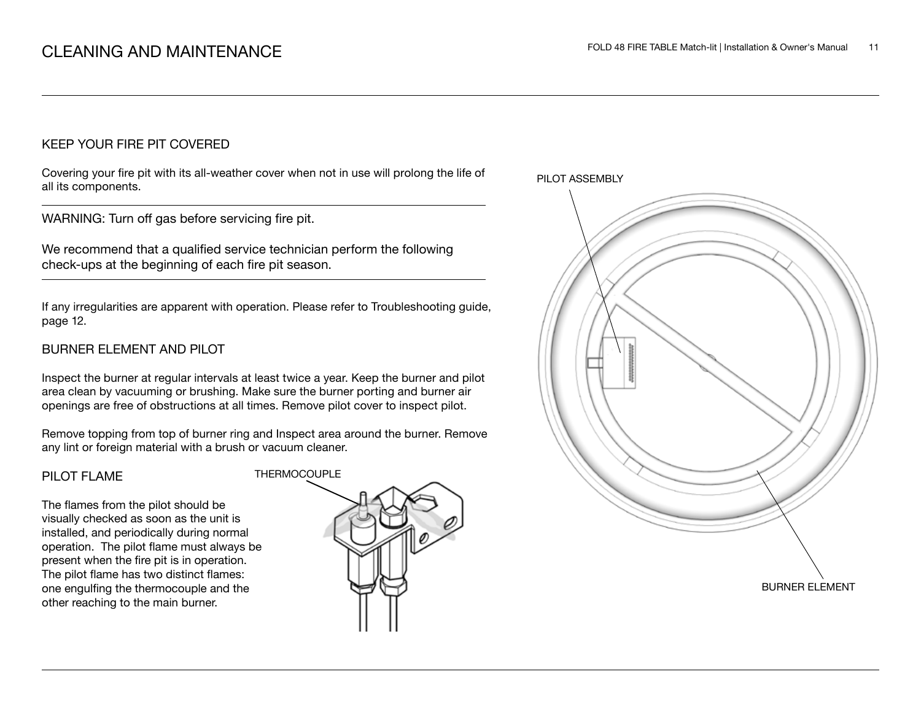# CLEANING AND MAINTENANCE

## KEEP YOUR FIRE PIT COVERED

Covering your fire pit with its all-weather cover when not in use will prolong the life of all its components.

WARNING: Turn off gas before servicing fire pit.

We recommend that a qualified service technician perform the following check-ups at the beginning of each fire pit season.

If any irregularities are apparent with operation. Please refer to Troubleshooting guide, page 12.

## BURNER ELEMENT AND PILOT

Inspect the burner at regular intervals at least twice a year. Keep the burner and pilot area clean by vacuuming or brushing. Make sure the burner porting and burner air openings are free of obstructions at all times. Remove pilot cover to inspect pilot.

Remove topping from top of burner ring and Inspect area around the burner. Remove any lint or foreign material with a brush or vacuum cleaner.

## PILOT FLAME

The flames from the pilot should be visually checked as soon as the unit is installed, and periodically during normal operation. The pilot flame must always be present when the fire pit is in operation. The pilot flame has two distinct flames: one engulfing the thermocouple and the other reaching to the main burner.

THERMOCOUPLE

PILOT ASSEMBLY

BURNER ELEMENT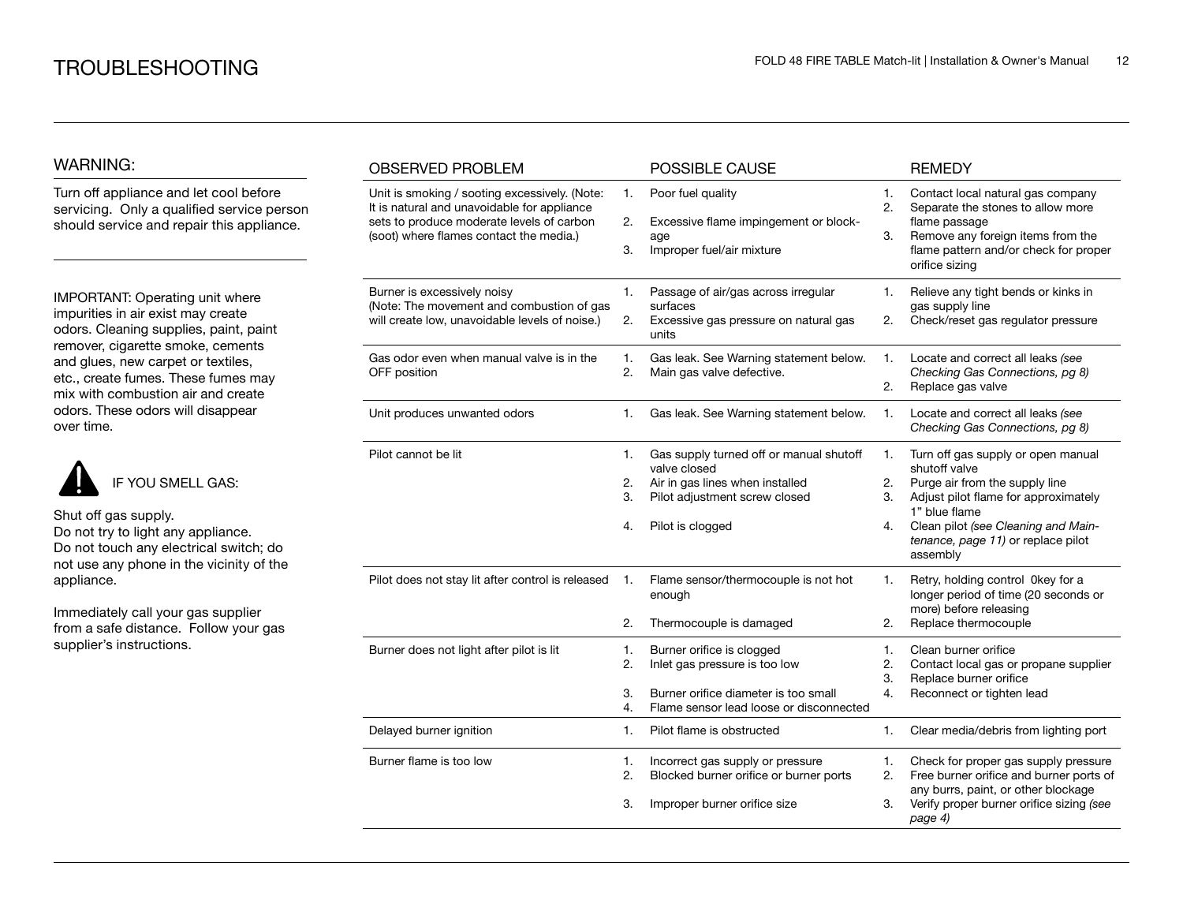# TROUBLESHOOTING

## WARNING:

Turn off appliance and let cool before servicing. Only a qualified service person should service and repair this appliance.

IMPORTANT: Operating unit where impurities in air exist may create odors. Cleaning supplies, paint, paint remover, cigarette smoke, cements and glues, new carpet or textiles, etc., create fumes. These fumes may mix with combustion air and create odors. These odors will disappear over time.

IF YOU SMELL GAS:

Shut off gas supply.
Do not try to light any appliance.
Do not touch any electrical switch; do not use any phone in the vicinity of the appliance.

Immediately call your gas supplier from a safe distance. Follow your gas supplier's instructions.

| OBSERVED PROBLEM | POSSIBLE CAUSE | REMEDY |
|---|---|---|
| Unit is smoking / sooting excessively. (Note: It is natural and unavoidable for appliance sets to produce moderate levels of carbon (soot) where flames contact the media.) | 1. Poor fuel quality<br>2. Excessive flame impingement or blockage<br>3. Improper fuel/air mixture | 1. Contact local natural gas company<br>2. Separate the stones to allow more flame passage<br>3. Remove any foreign items from the flame pattern and/or check for proper orifice sizing |
| Burner is excessively noisy (Note: The movement and combustion of gas will create low, unavoidable levels of noise.) | 1. Passage of air/gas across irregular surfaces<br>2. Excessive gas pressure on natural gas units | 1. Relieve any tight bends or kinks in gas supply line<br>2. Check/reset gas regulator pressure |
| Gas odor even when manual valve is in the OFF position | 1. Gas leak. See Warning statement below.<br>2. Main gas valve defective. | 1. Locate and correct all leaks *(see Checking Gas Connections, pg 8)*<br>2. Replace gas valve |
| Unit produces unwanted odors | 1. Gas leak. See Warning statement below. | 1. Locate and correct all leaks *(see Checking Gas Connections, pg 8)* |
| Pilot cannot be lit | 1. Gas supply turned off or manual shutoff valve closed<br>2. Air in gas lines when installed<br>3. Pilot adjustment screw closed<br>4. Pilot is clogged | 1. Turn off gas supply or open manual shutoff valve<br>2. Purge air from the supply line<br>3. Adjust pilot flame for approximately 1" blue flame<br>4. Clean pilot *(see Cleaning and Maintenance, page 11)* or replace pilot assembly |
| Pilot does not stay lit after control is released | 1. Flame sensor/thermocouple is not hot enough<br>2. Thermocouple is damaged | 1. Retry, holding control 0key for a longer period of time (20 seconds or more) before releasing<br>2. Replace thermocouple |
| Burner does not light after pilot is lit | 1. Burner orifice is clogged<br>2. Inlet gas pressure is too low<br>3. Burner orifice diameter is too small<br>4. Flame sensor lead loose or disconnected | 1. Clean burner orifice<br>2. Contact local gas or propane supplier<br>3. Replace burner orifice<br>4. Reconnect or tighten lead |
| Delayed burner ignition | 1. Pilot flame is obstructed | 1. Clear media/debris from lighting port |
| Burner flame is too low | 1. Incorrect gas supply or pressure<br>2. Blocked burner orifice or burner ports<br>3. Improper burner orifice size | 1. Check for proper gas supply pressure<br>2. Free burner orifice and burner ports of any burrs, paint, or other blockage<br>3. Verify proper burner orifice sizing *(see page 4)* |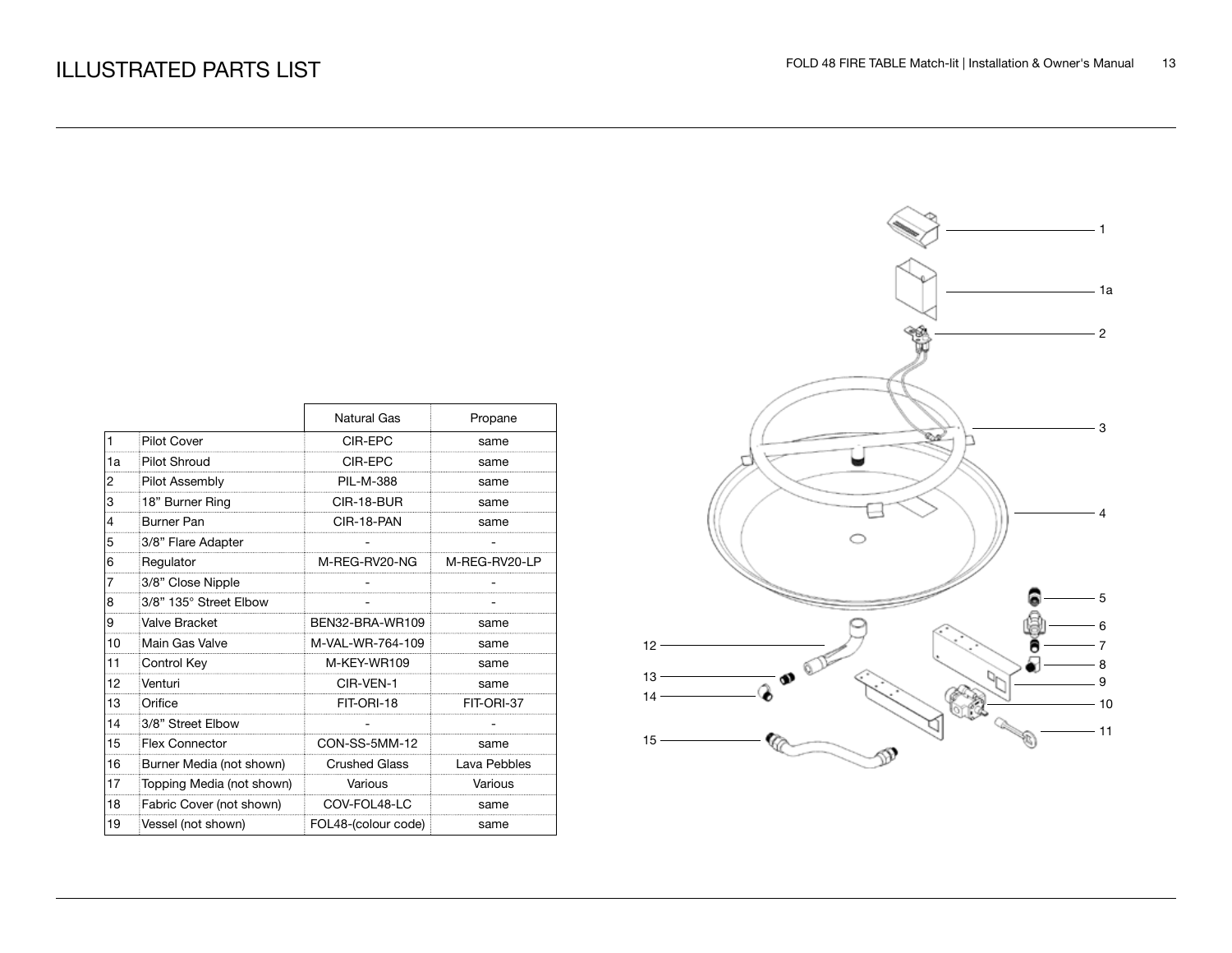# ILLUSTRATED PARTS LIST

| | | Natural Gas | Propane |
|---|---|---|---|
| 1 | Pilot Cover | CIR-EPC | same |
| 1a | Pilot Shroud | CIR-EPC | same |
| 2 | Pilot Assembly | PIL-M-388 | same |
| 3 | 18” Burner Ring | CIR-18-BUR | same |
| 4 | Burner Pan | CIR-18-PAN | same |
| 5 | 3/8” Flare Adapter | - | - |
| 6 | Regulator | M-REG-RV20-NG | M-REG-RV20-LP |
| 7 | 3/8” Close Nipple | - | - |
| 8 | 3/8” 135° Street Elbow | - | - |
| 9 | Valve Bracket | BEN32-BRA-WR109 | same |
| 10 | Main Gas Valve | M-VAL-WR-764-109 | same |
| 11 | Control Key | M-KEY-WR109 | same |
| 12 | Venturi | CIR-VEN-1 | same |
| 13 | Orifice | FIT-ORI-18 | FIT-ORI-37 |
| 14 | 3/8” Street Elbow | - | - |
| 15 | Flex Connector | CON-SS-5MM-12 | same |
| 16 | Burner Media (not shown) | Crushed Glass | Lava Pebbles |
| 17 | Topping Media (not shown) | Various | Various |
| 18 | Fabric Cover (not shown) | COV-FOL48-LC | same |
| 19 | Vessel (not shown) | FOL48-(colour code) | same |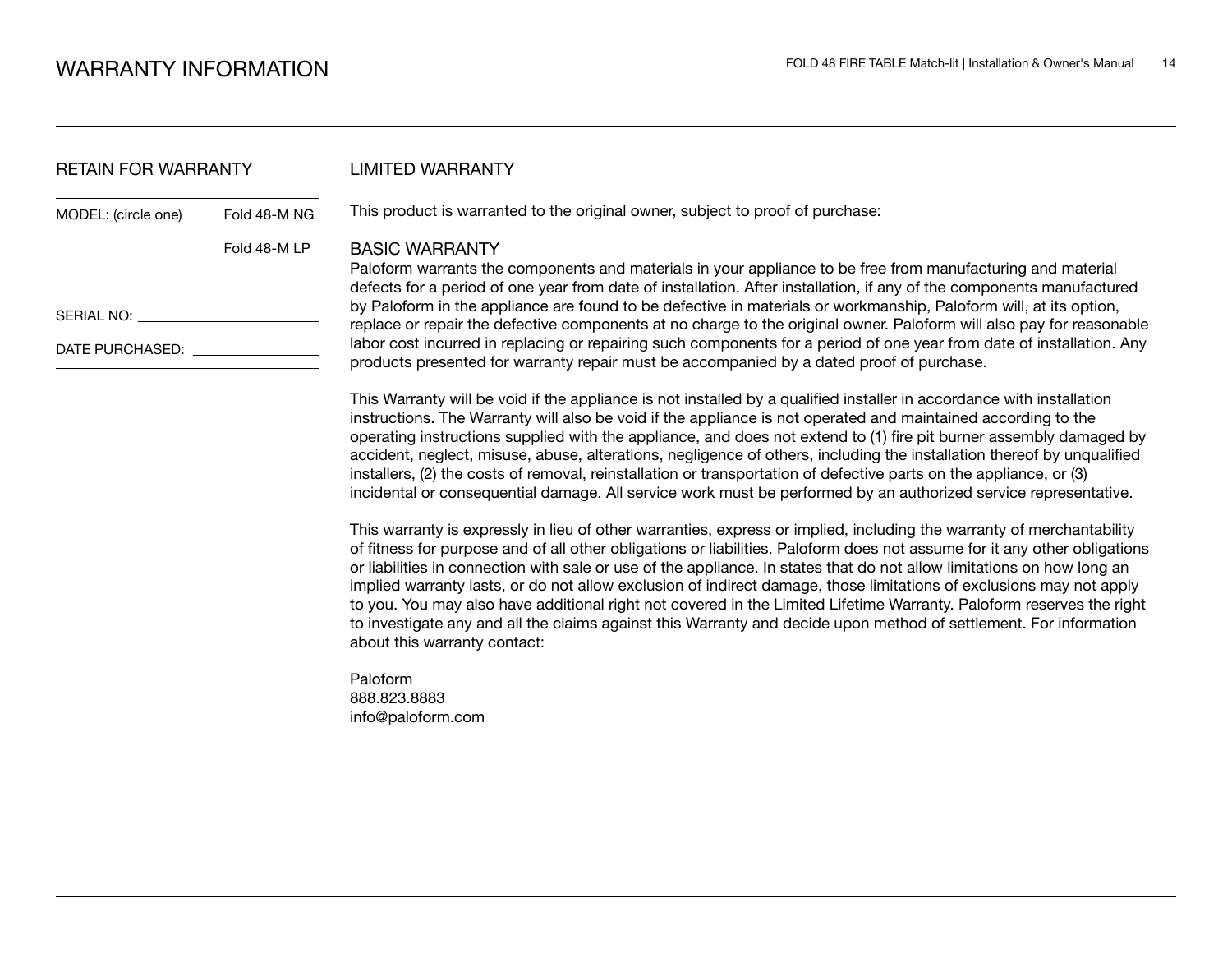# WARRANTY INFORMATION

## RETAIN FOR WARRANTY

MODEL: (circle one) Fold 48-M NG

Fold 48-M LP

SERIAL NO: ______________________

DATE PURCHASED: ________________

## LIMITED WARRANTY

This product is warranted to the original owner, subject to proof of purchase:

### BASIC WARRANTY

Paloform warrants the components and materials in your appliance to be free from manufacturing and material defects for a period of one year from date of installation. After installation, if any of the components manufactured by Paloform in the appliance are found to be defective in materials or workmanship, Paloform will, at its option, replace or repair the defective components at no charge to the original owner. Paloform will also pay for reasonable labor cost incurred in replacing or repairing such components for a period of one year from date of installation. Any products presented for warranty repair must be accompanied by a dated proof of purchase.

This Warranty will be void if the appliance is not installed by a qualified installer in accordance with installation instructions. The Warranty will also be void if the appliance is not operated and maintained according to the operating instructions supplied with the appliance, and does not extend to (1) fire pit burner assembly damaged by accident, neglect, misuse, abuse, alterations, negligence of others, including the installation thereof by unqualified installers, (2) the costs of removal, reinstallation or transportation of defective parts on the appliance, or (3) incidental or consequential damage. All service work must be performed by an authorized service representative.

This warranty is expressly in lieu of other warranties, express or implied, including the warranty of merchantability of fitness for purpose and of all other obligations or liabilities. Paloform does not assume for it any other obligations or liabilities in connection with sale or use of the appliance. In states that do not allow limitations on how long an implied warranty lasts, or do not allow exclusion of indirect damage, those limitations of exclusions may not apply to you. You may also have additional right not covered in the Limited Lifetime Warranty. Paloform reserves the right to investigate any and all the claims against this Warranty and decide upon method of settlement. For information about this warranty contact:

Paloform
888.823.8883
info@paloform.com